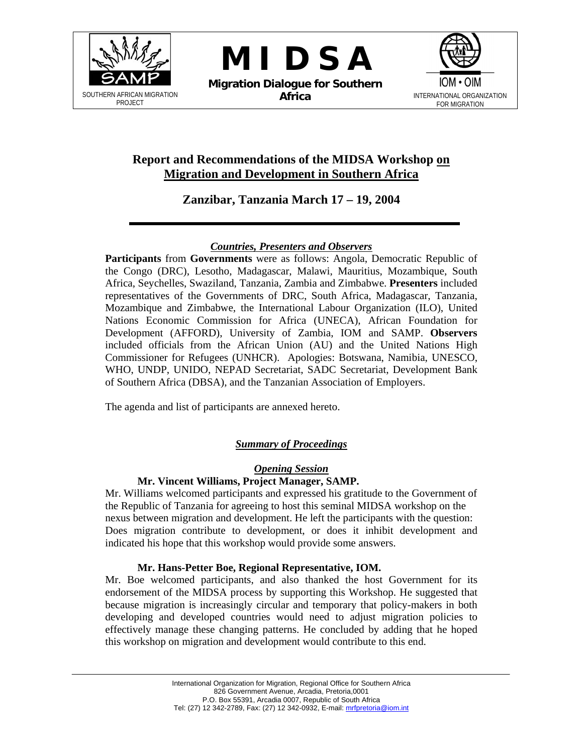SOUTHERN AFRICAN MIGRATION PROJECT

**MIDSA**

**Migration Dialogue for Southern Africa**

IOM • OIM

INTERNATIONAL ORGANIZATION FOR MIGRATION

# Report and Recommendations of the MIDSA Workshop on Migration and Development in Southern Africa

## Zanzibar, Tanzania March 17 – 19, 2004

### *Countries, Presenters and Observers*

**Participants** from **Governments** were as follows: Angola, Democratic Republic of the Congo (DRC), Lesotho, Madagascar, Malawi, Mauritius, Mozambique, South Africa, Seychelles, Swaziland, Tanzania, Zambia and Zimbabwe. **Presenters** included representatives of the Governments of DRC, South Africa, Madagascar, Tanzania, Mozambique and Zimbabwe, the International Labour Organization (ILO), United Nations Economic Commission for Africa (UNECA), African Foundation for Development (AFFORD), University of Zambia, IOM and SAMP. **Observers** included officials from the African Union (AU) and the United Nations High Commissioner for Refugees (UNHCR). Apologies: Botswana, Namibia, UNESCO, WHO, UNDP, UNIDO, NEPAD Secretariat, SADC Secretariat, Development Bank of Southern Africa (DBSA), and the Tanzanian Association of Employers.

The agenda and list of participants are annexed hereto.

### *Summary of Proceedings*

#### *Opening Session*

**Mr. Vincent Williams, Project Manager, SAMP.**

Mr. Williams welcomed participants and expressed his gratitude to the Government of the Republic of Tanzania for agreeing to host this seminal MIDSA workshop on the nexus between migration and development. He left the participants with the question: Does migration contribute to development, or does it inhibit development and indicated his hope that this workshop would provide some answers.

**Mr. Hans-Petter Boe, Regional Representative, IOM.**

Mr. Boe welcomed participants, and also thanked the host Government for its endorsement of the MIDSA process by supporting this Workshop. He suggested that because migration is increasingly circular and temporary that policy-makers in both developing and developed countries would need to adjust migration policies to effectively manage these changing patterns. He concluded by adding that he hoped this workshop on migration and development would contribute to this end.

International Organization for Migration, Regional Office for Southern Africa
826 Government Avenue, Arcadia, Pretoria,0001
P.O. Box 55391, Arcadia 0007, Republic of South Africa
Tel: (27) 12 342-2789, Fax: (27) 12 342-0932, E-mail: mrfpretoria@iom.int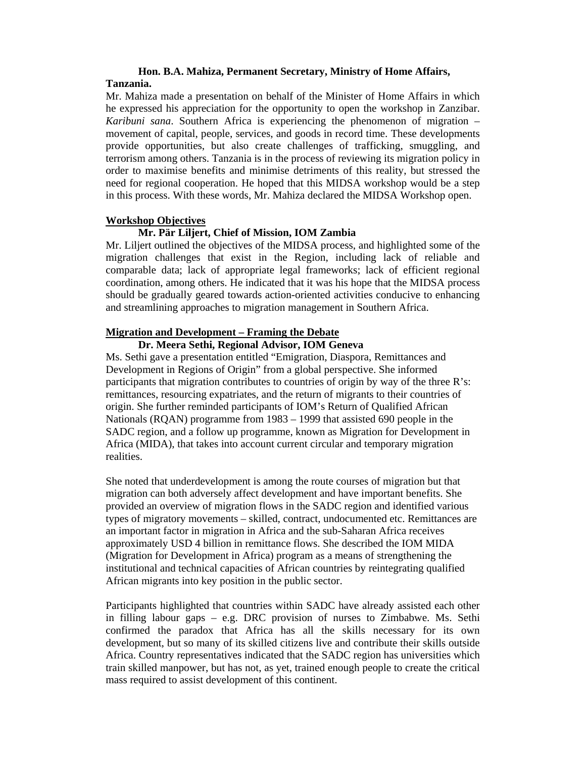**Hon. B.A. Mahiza, Permanent Secretary, Ministry of Home Affairs, Tanzania.**

Mr. Mahiza made a presentation on behalf of the Minister of Home Affairs in which he expressed his appreciation for the opportunity to open the workshop in Zanzibar. *Karibuni sana*. Southern Africa is experiencing the phenomenon of migration – movement of capital, people, services, and goods in record time. These developments provide opportunities, but also create challenges of trafficking, smuggling, and terrorism among others. Tanzania is in the process of reviewing its migration policy in order to maximise benefits and minimise detriments of this reality, but stressed the need for regional cooperation. He hoped that this MIDSA workshop would be a step in this process. With these words, Mr. Mahiza declared the MIDSA Workshop open.

## Workshop Objectives

**Mr. Pär Liljert, Chief of Mission, IOM Zambia**

Mr. Liljert outlined the objectives of the MIDSA process, and highlighted some of the migration challenges that exist in the Region, including lack of reliable and comparable data; lack of appropriate legal frameworks; lack of efficient regional coordination, among others. He indicated that it was his hope that the MIDSA process should be gradually geared towards action-oriented activities conducive to enhancing and streamlining approaches to migration management in Southern Africa.

## Migration and Development – Framing the Debate

**Dr. Meera Sethi, Regional Advisor, IOM Geneva**

Ms. Sethi gave a presentation entitled "Emigration, Diaspora, Remittances and Development in Regions of Origin" from a global perspective. She informed participants that migration contributes to countries of origin by way of the three R's: remittances, resourcing expatriates, and the return of migrants to their countries of origin. She further reminded participants of IOM's Return of Qualified African Nationals (RQAN) programme from 1983 – 1999 that assisted 690 people in the SADC region, and a follow up programme, known as Migration for Development in Africa (MIDA), that takes into account current circular and temporary migration realities.

She noted that underdevelopment is among the route courses of migration but that migration can both adversely affect development and have important benefits. She provided an overview of migration flows in the SADC region and identified various types of migratory movements – skilled, contract, undocumented etc. Remittances are an important factor in migration in Africa and the sub-Saharan Africa receives approximately USD 4 billion in remittance flows. She described the IOM MIDA (Migration for Development in Africa) program as a means of strengthening the institutional and technical capacities of African countries by reintegrating qualified African migrants into key position in the public sector.

Participants highlighted that countries within SADC have already assisted each other in filling labour gaps – e.g. DRC provision of nurses to Zimbabwe. Ms. Sethi confirmed the paradox that Africa has all the skills necessary for its own development, but so many of its skilled citizens live and contribute their skills outside Africa. Country representatives indicated that the SADC region has universities which train skilled manpower, but has not, as yet, trained enough people to create the critical mass required to assist development of this continent.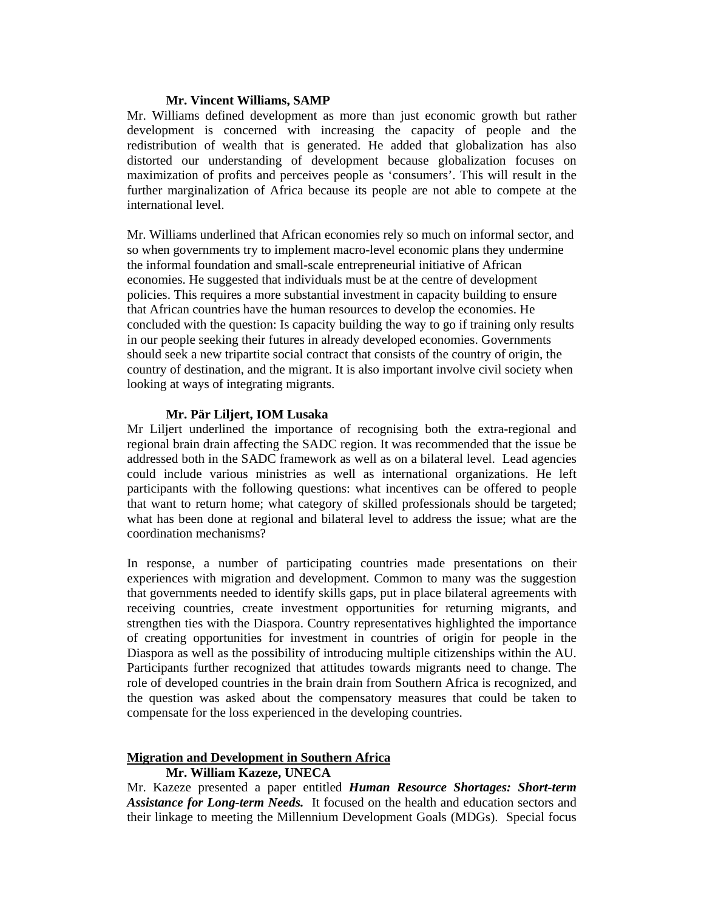**Mr. Vincent Williams, SAMP**

Mr. Williams defined development as more than just economic growth but rather development is concerned with increasing the capacity of people and the redistribution of wealth that is generated. He added that globalization has also distorted our understanding of development because globalization focuses on maximization of profits and perceives people as 'consumers'. This will result in the further marginalization of Africa because its people are not able to compete at the international level.

Mr. Williams underlined that African economies rely so much on informal sector, and so when governments try to implement macro-level economic plans they undermine the informal foundation and small-scale entrepreneurial initiative of African economies. He suggested that individuals must be at the centre of development policies. This requires a more substantial investment in capacity building to ensure that African countries have the human resources to develop the economies. He concluded with the question: Is capacity building the way to go if training only results in our people seeking their futures in already developed economies. Governments should seek a new tripartite social contract that consists of the country of origin, the country of destination, and the migrant. It is also important involve civil society when looking at ways of integrating migrants.

**Mr. Pär Liljert, IOM Lusaka**

Mr Liljert underlined the importance of recognising both the extra-regional and regional brain drain affecting the SADC region. It was recommended that the issue be addressed both in the SADC framework as well as on a bilateral level. Lead agencies could include various ministries as well as international organizations. He left participants with the following questions: what incentives can be offered to people that want to return home; what category of skilled professionals should be targeted; what has been done at regional and bilateral level to address the issue; what are the coordination mechanisms?

In response, a number of participating countries made presentations on their experiences with migration and development. Common to many was the suggestion that governments needed to identify skills gaps, put in place bilateral agreements with receiving countries, create investment opportunities for returning migrants, and strengthen ties with the Diaspora. Country representatives highlighted the importance of creating opportunities for investment in countries of origin for people in the Diaspora as well as the possibility of introducing multiple citizenships within the AU. Participants further recognized that attitudes towards migrants need to change. The role of developed countries in the brain drain from Southern Africa is recognized, and the question was asked about the compensatory measures that could be taken to compensate for the loss experienced in the developing countries.

**Migration and Development in Southern Africa**

**Mr. William Kazeze, UNECA**

Mr. Kazeze presented a paper entitled ***Human Resource Shortages: Short-term Assistance for Long-term Needs.*** It focused on the health and education sectors and their linkage to meeting the Millennium Development Goals (MDGs). Special focus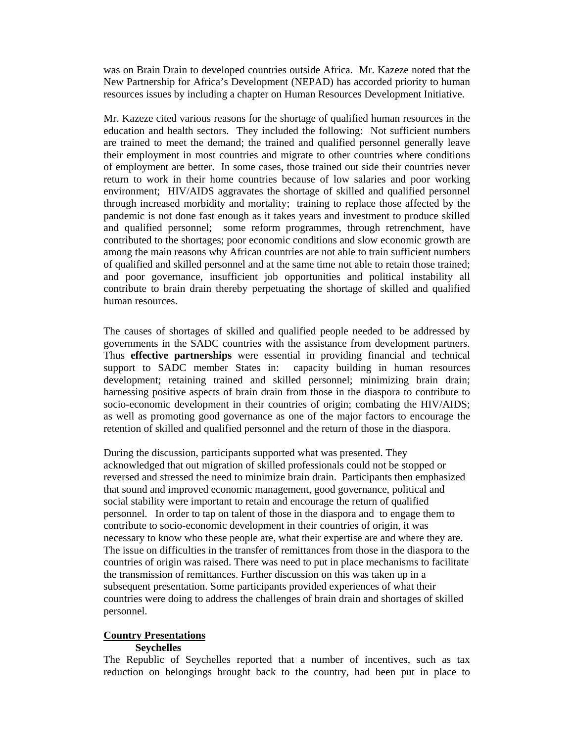was on Brain Drain to developed countries outside Africa. Mr. Kazeze noted that the New Partnership for Africa's Development (NEPAD) has accorded priority to human resources issues by including a chapter on Human Resources Development Initiative.

Mr. Kazeze cited various reasons for the shortage of qualified human resources in the education and health sectors. They included the following: Not sufficient numbers are trained to meet the demand; the trained and qualified personnel generally leave their employment in most countries and migrate to other countries where conditions of employment are better. In some cases, those trained out side their countries never return to work in their home countries because of low salaries and poor working environment; HIV/AIDS aggravates the shortage of skilled and qualified personnel through increased morbidity and mortality; training to replace those affected by the pandemic is not done fast enough as it takes years and investment to produce skilled and qualified personnel; some reform programmes, through retrenchment, have contributed to the shortages; poor economic conditions and slow economic growth are among the main reasons why African countries are not able to train sufficient numbers of qualified and skilled personnel and at the same time not able to retain those trained; and poor governance, insufficient job opportunities and political instability all contribute to brain drain thereby perpetuating the shortage of skilled and qualified human resources.

The causes of shortages of skilled and qualified people needed to be addressed by governments in the SADC countries with the assistance from development partners. Thus **effective partnerships** were essential in providing financial and technical support to SADC member States in: capacity building in human resources development; retaining trained and skilled personnel; minimizing brain drain; harnessing positive aspects of brain drain from those in the diaspora to contribute to socio-economic development in their countries of origin; combating the HIV/AIDS; as well as promoting good governance as one of the major factors to encourage the retention of skilled and qualified personnel and the return of those in the diaspora.

During the discussion, participants supported what was presented. They acknowledged that out migration of skilled professionals could not be stopped or reversed and stressed the need to minimize brain drain. Participants then emphasized that sound and improved economic management, good governance, political and social stability were important to retain and encourage the return of qualified personnel. In order to tap on talent of those in the diaspora and to engage them to contribute to socio-economic development in their countries of origin, it was necessary to know who these people are, what their expertise are and where they are. The issue on difficulties in the transfer of remittances from those in the diaspora to the countries of origin was raised. There was need to put in place mechanisms to facilitate the transmission of remittances. Further discussion on this was taken up in a subsequent presentation. Some participants provided experiences of what their countries were doing to address the challenges of brain drain and shortages of skilled personnel.

## Country Presentations

### Seychelles

The Republic of Seychelles reported that a number of incentives, such as tax reduction on belongings brought back to the country, had been put in place to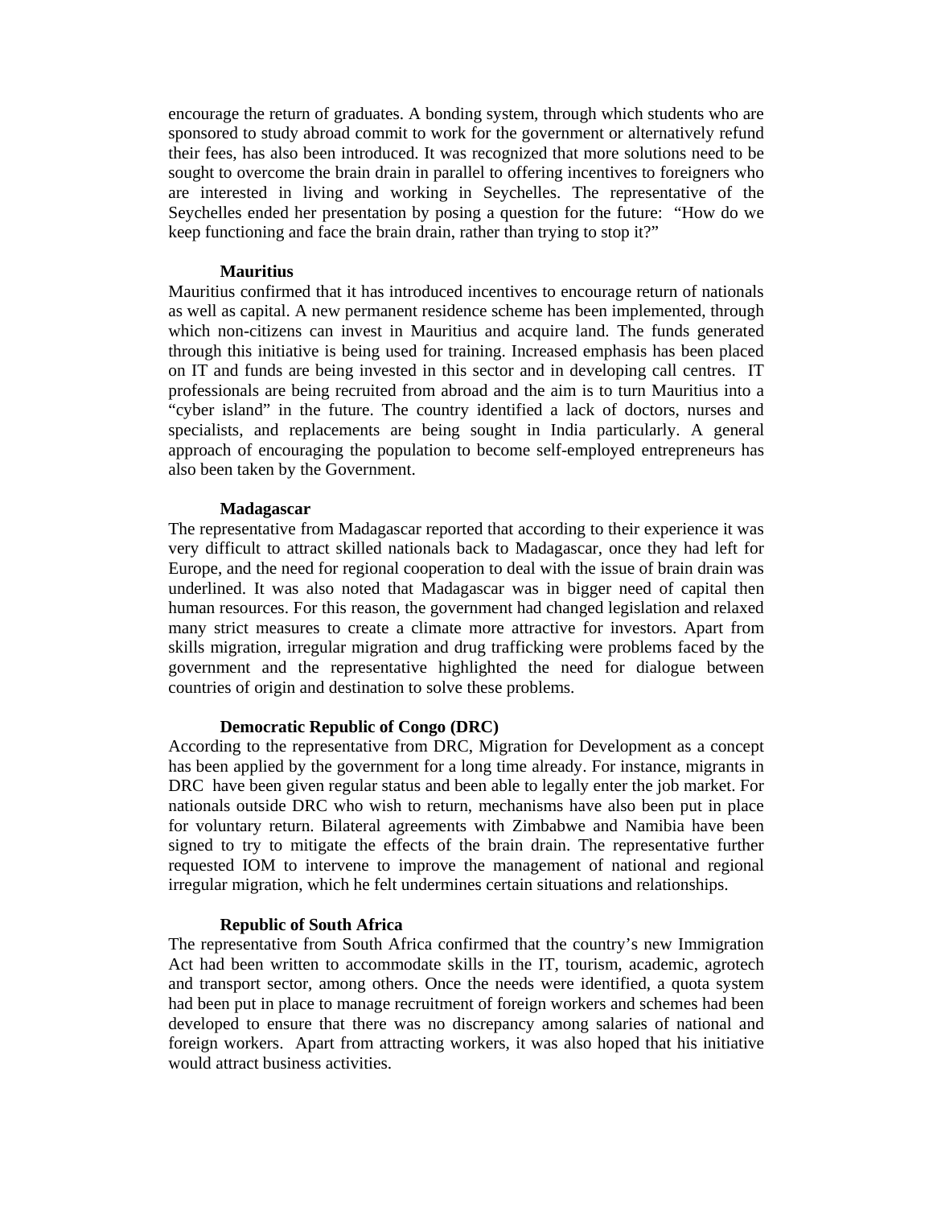encourage the return of graduates. A bonding system, through which students who are sponsored to study abroad commit to work for the government or alternatively refund their fees, has also been introduced. It was recognized that more solutions need to be sought to overcome the brain drain in parallel to offering incentives to foreigners who are interested in living and working in Seychelles. The representative of the Seychelles ended her presentation by posing a question for the future: "How do we keep functioning and face the brain drain, rather than trying to stop it?"

**Mauritius**

Mauritius confirmed that it has introduced incentives to encourage return of nationals as well as capital. A new permanent residence scheme has been implemented, through which non-citizens can invest in Mauritius and acquire land. The funds generated through this initiative is being used for training. Increased emphasis has been placed on IT and funds are being invested in this sector and in developing call centres. IT professionals are being recruited from abroad and the aim is to turn Mauritius into a "cyber island" in the future. The country identified a lack of doctors, nurses and specialists, and replacements are being sought in India particularly. A general approach of encouraging the population to become self-employed entrepreneurs has also been taken by the Government.

**Madagascar**

The representative from Madagascar reported that according to their experience it was very difficult to attract skilled nationals back to Madagascar, once they had left for Europe, and the need for regional cooperation to deal with the issue of brain drain was underlined. It was also noted that Madagascar was in bigger need of capital then human resources. For this reason, the government had changed legislation and relaxed many strict measures to create a climate more attractive for investors. Apart from skills migration, irregular migration and drug trafficking were problems faced by the government and the representative highlighted the need for dialogue between countries of origin and destination to solve these problems.

**Democratic Republic of Congo (DRC)**

According to the representative from DRC, Migration for Development as a concept has been applied by the government for a long time already. For instance, migrants in DRC have been given regular status and been able to legally enter the job market. For nationals outside DRC who wish to return, mechanisms have also been put in place for voluntary return. Bilateral agreements with Zimbabwe and Namibia have been signed to try to mitigate the effects of the brain drain. The representative further requested IOM to intervene to improve the management of national and regional irregular migration, which he felt undermines certain situations and relationships.

**Republic of South Africa**

The representative from South Africa confirmed that the country's new Immigration Act had been written to accommodate skills in the IT, tourism, academic, agrotech and transport sector, among others. Once the needs were identified, a quota system had been put in place to manage recruitment of foreign workers and schemes had been developed to ensure that there was no discrepancy among salaries of national and foreign workers. Apart from attracting workers, it was also hoped that his initiative would attract business activities.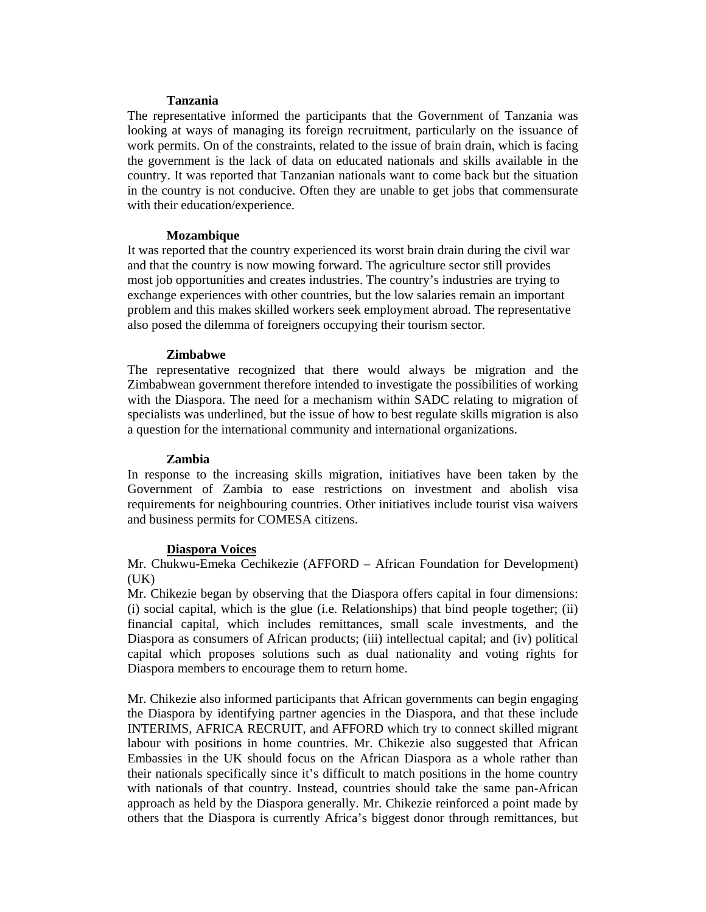### Tanzania

The representative informed the participants that the Government of Tanzania was looking at ways of managing its foreign recruitment, particularly on the issuance of work permits. On of the constraints, related to the issue of brain drain, which is facing the government is the lack of data on educated nationals and skills available in the country. It was reported that Tanzanian nationals want to come back but the situation in the country is not conducive. Often they are unable to get jobs that commensurate with their education/experience.

### Mozambique

It was reported that the country experienced its worst brain drain during the civil war and that the country is now mowing forward. The agriculture sector still provides most job opportunities and creates industries. The country's industries are trying to exchange experiences with other countries, but the low salaries remain an important problem and this makes skilled workers seek employment abroad. The representative also posed the dilemma of foreigners occupying their tourism sector.

### Zimbabwe

The representative recognized that there would always be migration and the Zimbabwean government therefore intended to investigate the possibilities of working with the Diaspora. The need for a mechanism within SADC relating to migration of specialists was underlined, but the issue of how to best regulate skills migration is also a question for the international community and international organizations.

### Zambia

In response to the increasing skills migration, initiatives have been taken by the Government of Zambia to ease restrictions on investment and abolish visa requirements for neighbouring countries. Other initiatives include tourist visa waivers and business permits for COMESA citizens.

### Diaspora Voices

Mr. Chukwu-Emeka Cechikezie (AFFORD – African Foundation for Development) (UK)

Mr. Chikezie began by observing that the Diaspora offers capital in four dimensions: (i) social capital, which is the glue (i.e. Relationships) that bind people together; (ii) financial capital, which includes remittances, small scale investments, and the Diaspora as consumers of African products; (iii) intellectual capital; and (iv) political capital which proposes solutions such as dual nationality and voting rights for Diaspora members to encourage them to return home.

Mr. Chikezie also informed participants that African governments can begin engaging the Diaspora by identifying partner agencies in the Diaspora, and that these include INTERIMS, AFRICA RECRUIT, and AFFORD which try to connect skilled migrant labour with positions in home countries. Mr. Chikezie also suggested that African Embassies in the UK should focus on the African Diaspora as a whole rather than their nationals specifically since it's difficult to match positions in the home country with nationals of that country. Instead, countries should take the same pan-African approach as held by the Diaspora generally. Mr. Chikezie reinforced a point made by others that the Diaspora is currently Africa's biggest donor through remittances, but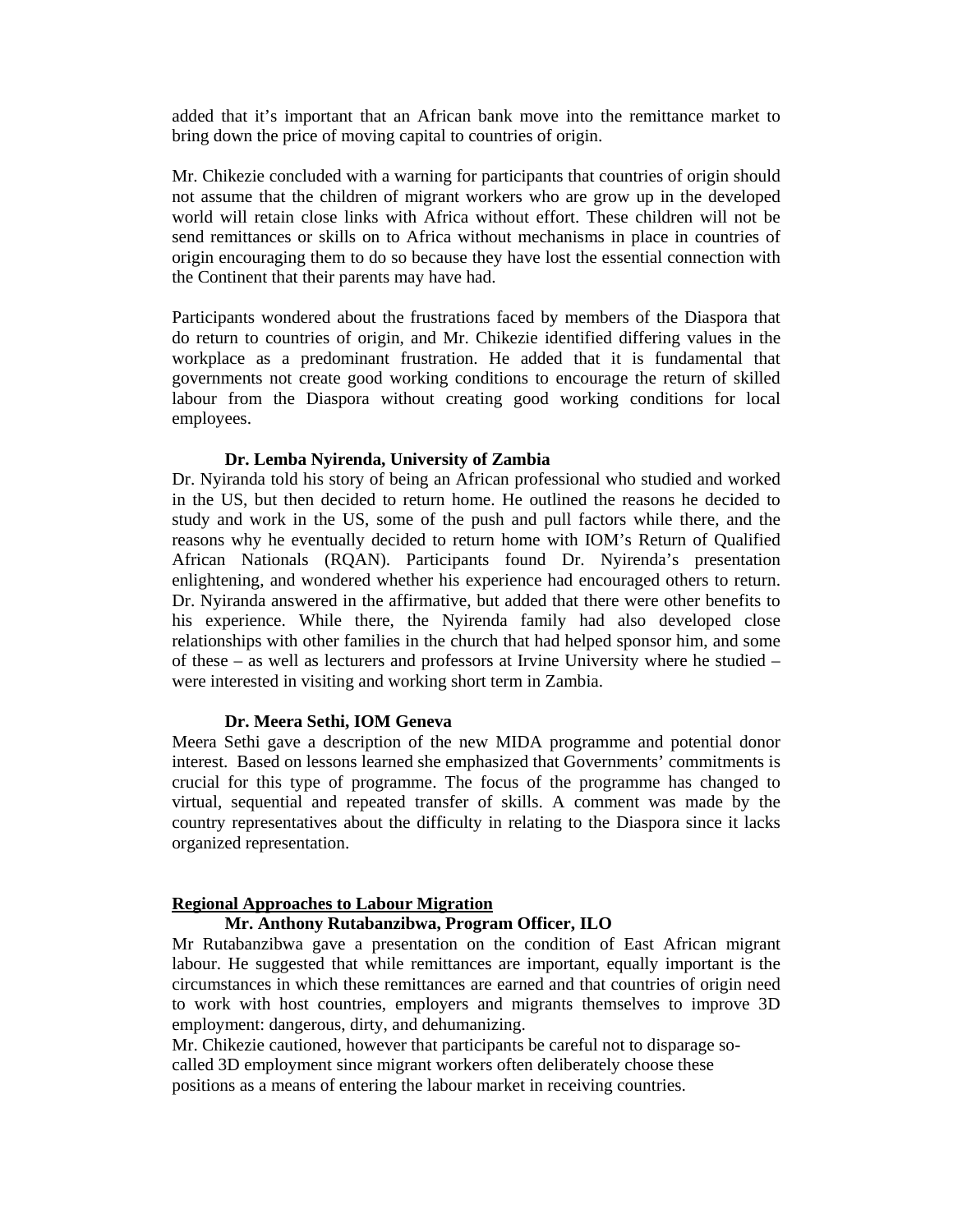added that it's important that an African bank move into the remittance market to bring down the price of moving capital to countries of origin.

Mr. Chikezie concluded with a warning for participants that countries of origin should not assume that the children of migrant workers who are grow up in the developed world will retain close links with Africa without effort. These children will not be send remittances or skills on to Africa without mechanisms in place in countries of origin encouraging them to do so because they have lost the essential connection with the Continent that their parents may have had.

Participants wondered about the frustrations faced by members of the Diaspora that do return to countries of origin, and Mr. Chikezie identified differing values in the workplace as a predominant frustration. He added that it is fundamental that governments not create good working conditions to encourage the return of skilled labour from the Diaspora without creating good working conditions for local employees.

**Dr. Lemba Nyirenda, University of Zambia**

Dr. Nyiranda told his story of being an African professional who studied and worked in the US, but then decided to return home. He outlined the reasons he decided to study and work in the US, some of the push and pull factors while there, and the reasons why he eventually decided to return home with IOM's Return of Qualified African Nationals (RQAN). Participants found Dr. Nyirenda's presentation enlightening, and wondered whether his experience had encouraged others to return. Dr. Nyiranda answered in the affirmative, but added that there were other benefits to his experience. While there, the Nyirenda family had also developed close relationships with other families in the church that had helped sponsor him, and some of these – as well as lecturers and professors at Irvine University where he studied – were interested in visiting and working short term in Zambia.

**Dr. Meera Sethi, IOM Geneva**

Meera Sethi gave a description of the new MIDA programme and potential donor interest. Based on lessons learned she emphasized that Governments' commitments is crucial for this type of programme. The focus of the programme has changed to virtual, sequential and repeated transfer of skills. A comment was made by the country representatives about the difficulty in relating to the Diaspora since it lacks organized representation.

## Regional Approaches to Labour Migration

**Mr. Anthony Rutabanzibwa, Program Officer, ILO**

Mr Rutabanzibwa gave a presentation on the condition of East African migrant labour. He suggested that while remittances are important, equally important is the circumstances in which these remittances are earned and that countries of origin need to work with host countries, employers and migrants themselves to improve 3D employment: dangerous, dirty, and dehumanizing.

Mr. Chikezie cautioned, however that participants be careful not to disparage so-called 3D employment since migrant workers often deliberately choose these positions as a means of entering the labour market in receiving countries.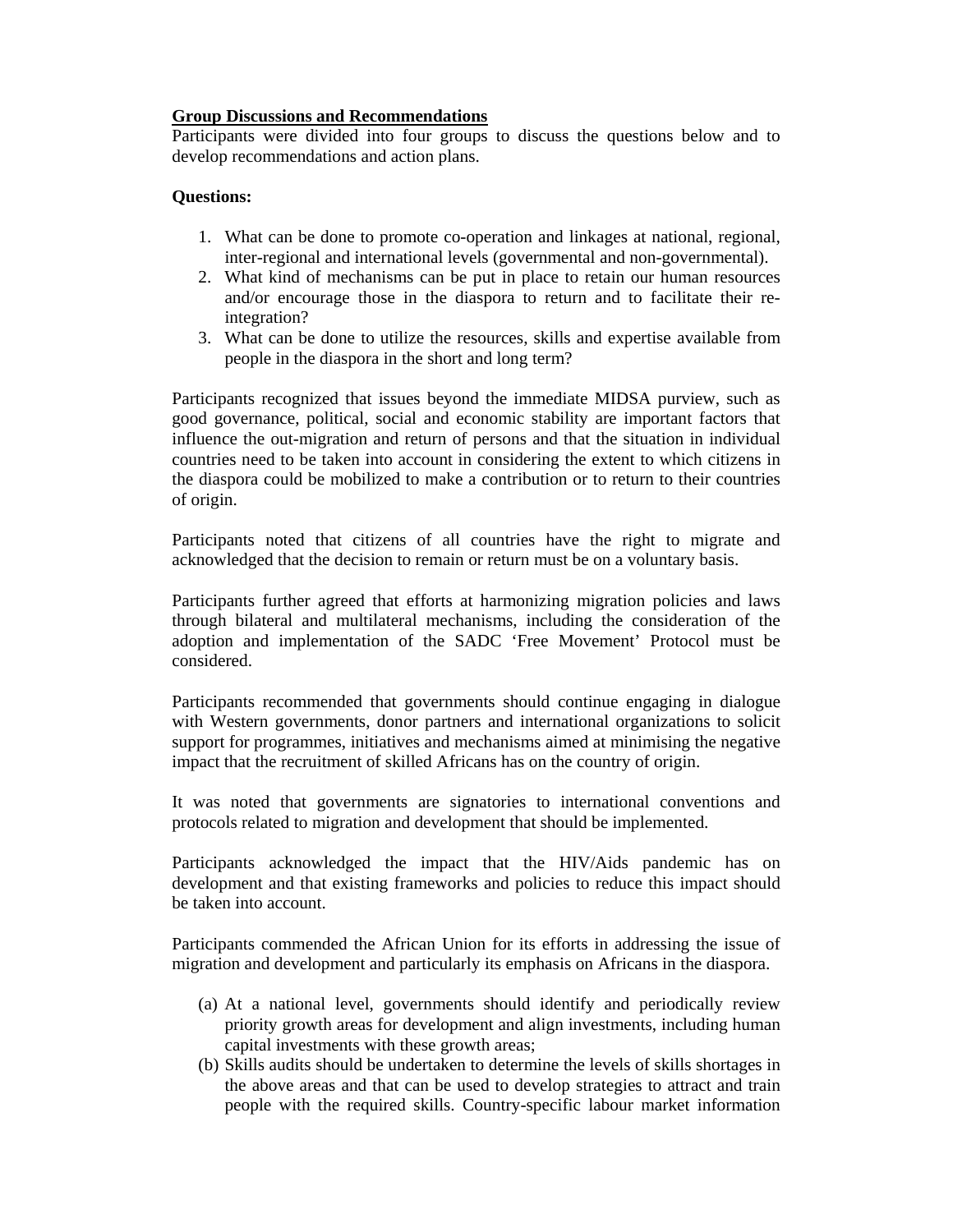**<u>Group Discussions and Recommendations</u>**

Participants were divided into four groups to discuss the questions below and to develop recommendations and action plans.

**Questions:**

1. What can be done to promote co-operation and linkages at national, regional, inter-regional and international levels (governmental and non-governmental).
2. What kind of mechanisms can be put in place to retain our human resources and/or encourage those in the diaspora to return and to facilitate their re-integration?
3. What can be done to utilize the resources, skills and expertise available from people in the diaspora in the short and long term?

Participants recognized that issues beyond the immediate MIDSA purview, such as good governance, political, social and economic stability are important factors that influence the out-migration and return of persons and that the situation in individual countries need to be taken into account in considering the extent to which citizens in the diaspora could be mobilized to make a contribution or to return to their countries of origin.

Participants noted that citizens of all countries have the right to migrate and acknowledged that the decision to remain or return must be on a voluntary basis.

Participants further agreed that efforts at harmonizing migration policies and laws through bilateral and multilateral mechanisms, including the consideration of the adoption and implementation of the SADC 'Free Movement' Protocol must be considered.

Participants recommended that governments should continue engaging in dialogue with Western governments, donor partners and international organizations to solicit support for programmes, initiatives and mechanisms aimed at minimising the negative impact that the recruitment of skilled Africans has on the country of origin.

It was noted that governments are signatories to international conventions and protocols related to migration and development that should be implemented.

Participants acknowledged the impact that the HIV/Aids pandemic has on development and that existing frameworks and policies to reduce this impact should be taken into account.

Participants commended the African Union for its efforts in addressing the issue of migration and development and particularly its emphasis on Africans in the diaspora.

(a) At a national level, governments should identify and periodically review priority growth areas for development and align investments, including human capital investments with these growth areas;
(b) Skills audits should be undertaken to determine the levels of skills shortages in the above areas and that can be used to develop strategies to attract and train people with the required skills. Country-specific labour market information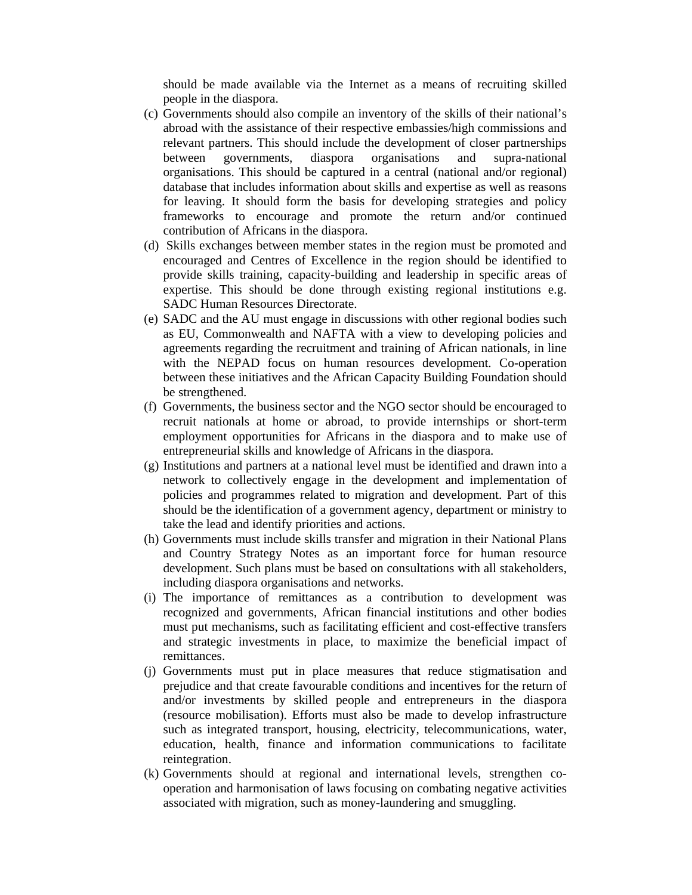should be made available via the Internet as a means of recruiting skilled people in the diaspora.

(c) Governments should also compile an inventory of the skills of their national's abroad with the assistance of their respective embassies/high commissions and relevant partners. This should include the development of closer partnerships between governments, diaspora organisations and supra-national organisations. This should be captured in a central (national and/or regional) database that includes information about skills and expertise as well as reasons for leaving. It should form the basis for developing strategies and policy frameworks to encourage and promote the return and/or continued contribution of Africans in the diaspora.

(d) Skills exchanges between member states in the region must be promoted and encouraged and Centres of Excellence in the region should be identified to provide skills training, capacity-building and leadership in specific areas of expertise. This should be done through existing regional institutions e.g. SADC Human Resources Directorate.

(e) SADC and the AU must engage in discussions with other regional bodies such as EU, Commonwealth and NAFTA with a view to developing policies and agreements regarding the recruitment and training of African nationals, in line with the NEPAD focus on human resources development. Co-operation between these initiatives and the African Capacity Building Foundation should be strengthened.

(f) Governments, the business sector and the NGO sector should be encouraged to recruit nationals at home or abroad, to provide internships or short-term employment opportunities for Africans in the diaspora and to make use of entrepreneurial skills and knowledge of Africans in the diaspora.

(g) Institutions and partners at a national level must be identified and drawn into a network to collectively engage in the development and implementation of policies and programmes related to migration and development. Part of this should be the identification of a government agency, department or ministry to take the lead and identify priorities and actions.

(h) Governments must include skills transfer and migration in their National Plans and Country Strategy Notes as an important force for human resource development. Such plans must be based on consultations with all stakeholders, including diaspora organisations and networks.

(i) The importance of remittances as a contribution to development was recognized and governments, African financial institutions and other bodies must put mechanisms, such as facilitating efficient and cost-effective transfers and strategic investments in place, to maximize the beneficial impact of remittances.

(j) Governments must put in place measures that reduce stigmatisation and prejudice and that create favourable conditions and incentives for the return of and/or investments by skilled people and entrepreneurs in the diaspora (resource mobilisation). Efforts must also be made to develop infrastructure such as integrated transport, housing, electricity, telecommunications, water, education, health, finance and information communications to facilitate reintegration.

(k) Governments should at regional and international levels, strengthen co-operation and harmonisation of laws focusing on combating negative activities associated with migration, such as money-laundering and smuggling.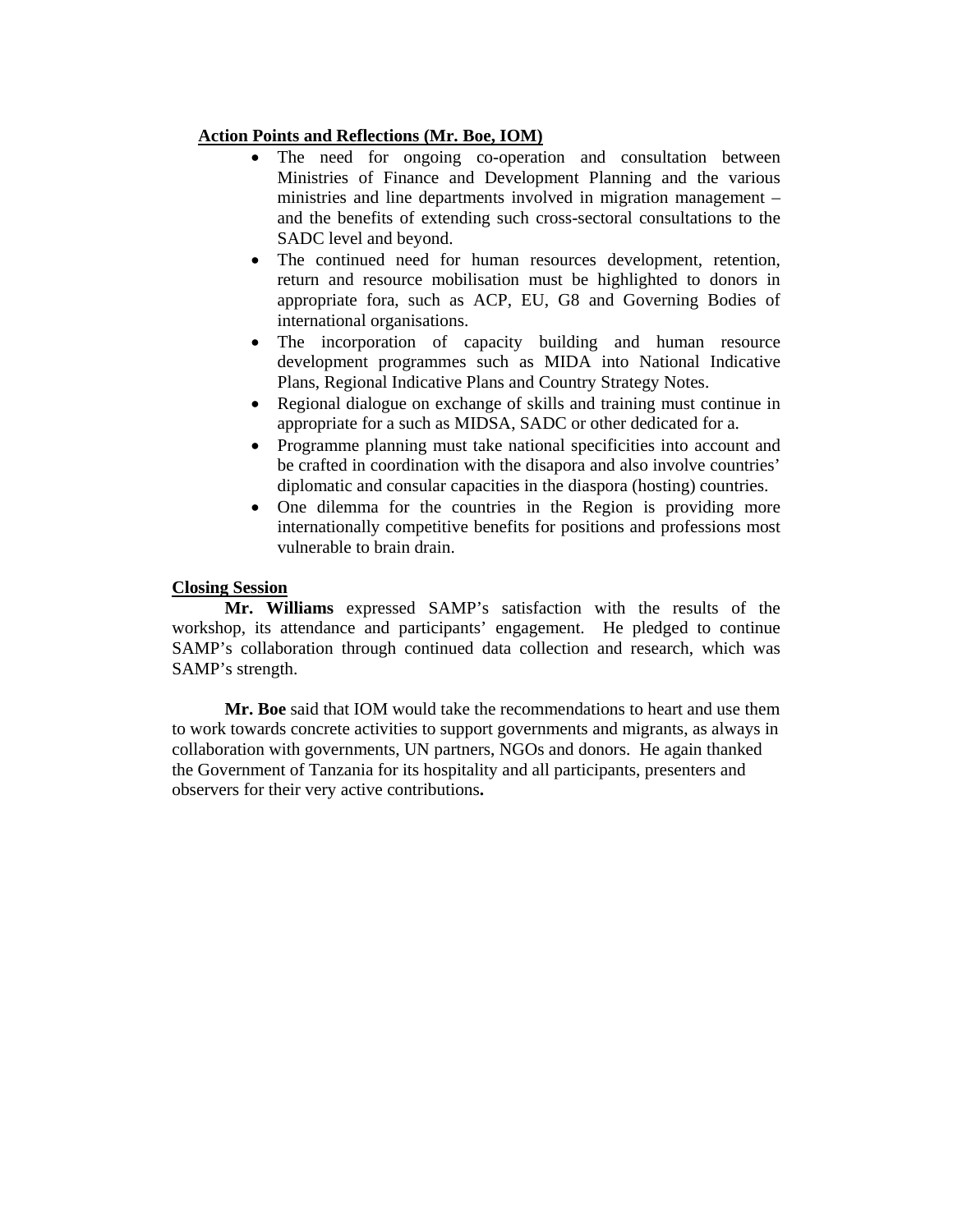**Action Points and Reflections (Mr. Boe, IOM)**

- The need for ongoing co-operation and consultation between Ministries of Finance and Development Planning and the various ministries and line departments involved in migration management – and the benefits of extending such cross-sectoral consultations to the SADC level and beyond.
- The continued need for human resources development, retention, return and resource mobilisation must be highlighted to donors in appropriate fora, such as ACP, EU, G8 and Governing Bodies of international organisations.
- The incorporation of capacity building and human resource development programmes such as MIDA into National Indicative Plans, Regional Indicative Plans and Country Strategy Notes.
- Regional dialogue on exchange of skills and training must continue in appropriate for a such as MIDSA, SADC or other dedicated for a.
- Programme planning must take national specificities into account and be crafted in coordination with the disapora and also involve countries' diplomatic and consular capacities in the diaspora (hosting) countries.
- One dilemma for the countries in the Region is providing more internationally competitive benefits for positions and professions most vulnerable to brain drain.

**Closing Session**

**Mr. Williams** expressed SAMP's satisfaction with the results of the workshop, its attendance and participants' engagement. He pledged to continue SAMP's collaboration through continued data collection and research, which was SAMP's strength.

**Mr. Boe** said that IOM would take the recommendations to heart and use them to work towards concrete activities to support governments and migrants, as always in collaboration with governments, UN partners, NGOs and donors. He again thanked the Government of Tanzania for its hospitality and all participants, presenters and observers for their very active contributions**.**